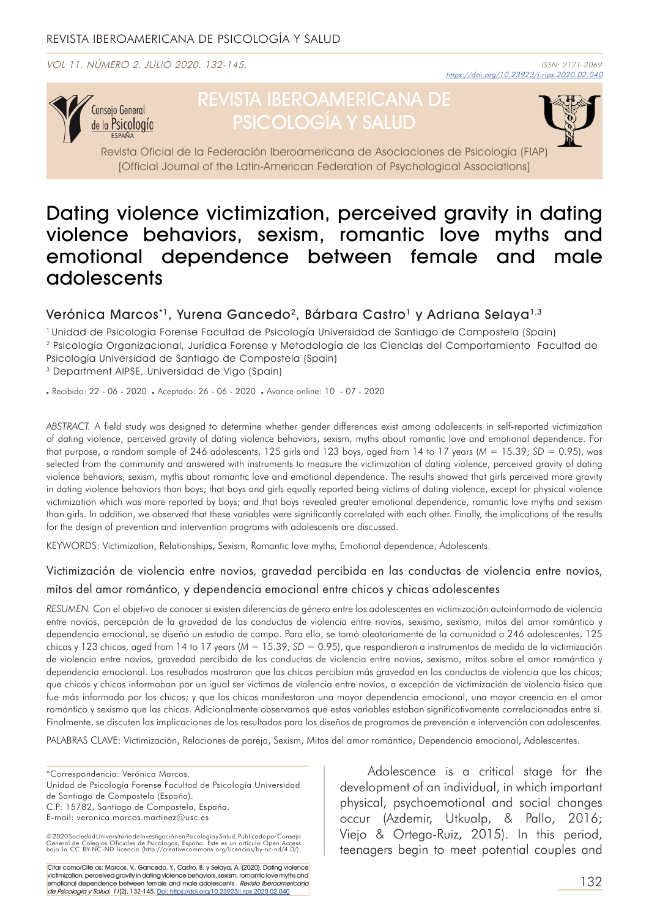# Dating violence victimization, perceived gravity in dating violence behaviors, sexism, romantic love myths and emotional dependence between female and male adolescents

Verónica Marcos*[1], Yurena Gancedo[2], Bárbara Castro[1] y Adriana Selaya[1,3]

[1] Unidad de Psicología Forense Facultad de Psicología Universidad de Santiago de Compostela (Spain)
[2] Psicología Organizacional, Jurídica Forense y Metodología de las Ciencias del Comportamiento Facultad de Psicología Universidad de Santiago de Compostela (Spain)
[3] Department AIPSE, Universidad de Vigo (Spain)

• Recibido: 22 - 06 - 2020 • Aceptado: 26 - 06 - 2020 • Avance online: 10 - 07 - 2020

*ABSTRACT.* A field study was designed to determine whether gender differences exist among adolescents in self-reported victimization of dating violence, perceived gravity of dating violence behaviors, sexism, myths about romantic love and emotional dependence. For that purpose, a random sample of 246 adolescents, 125 girls and 123 boys, aged from 14 to 17 years ($M$ = 15.39; $SD$ = 0.95), was selected from the community and answered with instruments to measure the victimization of dating violence, perceived gravity of dating violence behaviors, sexism, myths about romantic love and emotional dependence. The results showed that girls perceived more gravity in dating violence behaviors than boys; that boys and girls equally reported being victims of dating violence, except for physical violence victimization which was more reported by boys; and that boys revealed greater emotional dependence, romantic love myths and sexism than girls. In addition, we observed that these variables were significantly correlated with each other. Finally, the implications of the results for the design of prevention and intervention programs with adolescents are discussed.

KEYWORDS: Victimization, Relationships, Sexism, Romantic love myths, Emotional dependence, Adolescents.

## Victimización de violencia entre novios, gravedad percibida en las conductas de violencia entre novios, mitos del amor romántico, y dependencia emocional entre chicos y chicas adolescentes

*RESUMEN.* Con el objetivo de conocer si existen diferencias de género entre los adolescentes en victimización autoinformada de violencia entre novios, percepción de la gravedad de las conductas de violencia entre novios, sexismo, sexismo, mitos del amor romántico y dependencia emocional, se diseñó un estudio de campo. Para ello, se tomó aleatoriamente de la comunidad a 246 adolescentes, 125 chicas y 123 chicos, aged from 14 to 17 years ($M$ = 15.39; $SD$ = 0.95), que respondieron a instrumentos de medida de la victimización de violencia entre novios, gravedad percibida de las conductas de violencia entre novios, sexismo, mitos sobre el amor romántico y dependencia emocional. Los resultados mostraron que las chicas percibían más gravedad en las conductas de violencia que los chicos; que chicos y chicas informaban por un igual ser víctimas de violencia entre novios, a excepción de victimización de violencia física que fue más informada por los chicos; y que los chicos manifestaron una mayor dependencia emocional, una mayor creencia en el amor romántico y sexismo que las chicas. Adicionalmente observamos que estas variables estaban significativamente correlacionadas entre sí. Finalmente, se discuten las implicaciones de los resultados para los diseños de programas de prevención e intervención con adolescentes.

PALABRAS CLAVE: Victimización, Relaciones de pareja, Sexismo, Mitos del amor romántico, Dependencia emocional, Adolescentes.

*Correspondencia: Verónica Marcos.
Unidad de Psicología Forense Facultad de Psicología Universidad de Santiago de Compostela (España).
C.P: 15782, Santiago de Compostela, España.
E-mail: veronica.marcos.martinez@usc.es

©2020 Sociedad Universitaria de Investigación en Psicología y Salud. Publicado por Consejo General de Colegios Oficiales de Psicólogos, España. Este es un artículo Open Access bajo la CC BY-NC-ND licencia (http://creativecommons.org/licencias/by-nc-nd/4.0/).

Citar como/Cite as: Marcos, V., Gancedo, Y., Castro, B. y Selaya, A. (2020). Dating violence victimization, perceived gravity in dating violence behaviors, sexism, romantic love myths and emotional dependence between female and male adolescents . *Revista Iberoamericana de Psicología y Salud, 11*(2), 132-145. Doi: https://doi.org/10.23923/j.rips.2020.02.040

Adolescence is a critical stage for the development of an individual, in which important physical, psychoemotional and social changes occur (Azdemir, Utkualp, & Pallo, 2016; Viejo & Ortega-Ruiz, 2015). In this period, teenagers begin to meet potential couples and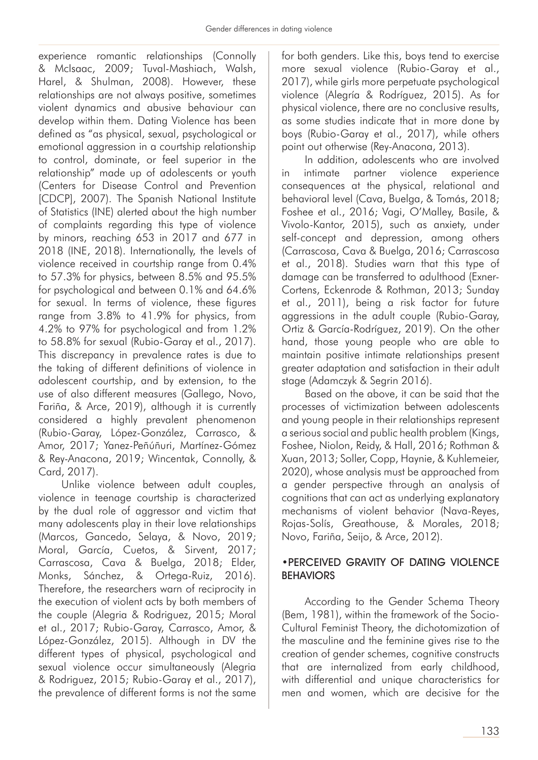experience romantic relationships (Connolly & McIsaac, 2009; Tuval-Mashiach, Walsh, Harel, & Shulman, 2008). However, these relationships are not always positive, sometimes violent dynamics and abusive behaviour can develop within them. Dating Violence has been defined as "as physical, sexual, psychological or emotional aggression in a courtship relationship to control, dominate, or feel superior in the relationship" made up of adolescents or youth (Centers for Disease Control and Prevention [CDCP], 2007). The Spanish National Institute of Statistics (INE) alerted about the high number of complaints regarding this type of violence by minors, reaching 653 in 2017 and 677 in 2018 (INE, 2018). Internationally, the levels of violence received in courtship range from 0.4% to 57.3% for physics, between 8.5% and 95.5% for psychological and between 0.1% and 64.6% for sexual. In terms of violence, these figures range from 3.8% to 41.9% for physics, from 4.2% to 97% for psychological and from 1.2% to 58.8% for sexual (Rubio-Garay et al., 2017). This discrepancy in prevalence rates is due to the taking of different definitions of violence in adolescent courtship, and by extension, to the use of also different measures (Gallego, Novo, Fariña, & Arce, 2019), although it is currently considered a highly prevalent phenomenon (Rubio-Garay, López-González, Carrasco, & Amor, 2017; Yanez-Peñúñuri, Martínez-Gómez & Rey-Anacona, 2019; Wincentak, Connolly, & Card, 2017).

Unlike violence between adult couples, violence in teenage courtship is characterized by the dual role of aggressor and victim that many adolescents play in their love relationships (Marcos, Gancedo, Selaya, & Novo, 2019; Moral, García, Cuetos, & Sirvent, 2017; Carrascosa, Cava & Buelga, 2018; Elder, Monks, Sánchez, & Ortega-Ruiz, 2016). Therefore, the researchers warn of reciprocity in the execution of violent acts by both members of the couple (Alegria & Rodriguez, 2015; Moral et al., 2017; Rubio-Garay, Carrasco, Amor, & López-González, 2015). Although in DV the different types of physical, psychological and sexual violence occur simultaneously (Alegria & Rodriguez, 2015; Rubio-Garay et al., 2017), the prevalence of different forms is not the same for both genders. Like this, boys tend to exercise more sexual violence (Rubio-Garay et al., 2017), while girls more perpetuate psychological violence (Alegría & Rodríguez, 2015). As for physical violence, there are no conclusive results, as some studies indicate that in more done by boys (Rubio-Garay et al., 2017), while others point out otherwise (Rey-Anacona, 2013).

In addition, adolescents who are involved in intimate partner violence experience consequences at the physical, relational and behavioral level (Cava, Buelga, & Tomás, 2018; Foshee et al., 2016; Vagi, O'Malley, Basile, & Vivolo-Kantor, 2015), such as anxiety, under self-concept and depression, among others (Carrascosa, Cava & Buelga, 2016; Carrascosa et al., 2018). Studies warn that this type of damage can be transferred to adulthood (Exner-Cortens, Eckenrode & Rothman, 2013; Sunday et al., 2011), being a risk factor for future aggressions in the adult couple (Rubio-Garay, Ortiz & García-Rodríguez, 2019). On the other hand, those young people who are able to maintain positive intimate relationships present greater adaptation and satisfaction in their adult stage (Adamczyk & Segrin 2016).

Based on the above, it can be said that the processes of victimization between adolescents and young people in their relationships represent a serious social and public health problem (Kings, Foshee, Niolon, Reidy, & Hall, 2016; Rothman & Xuan, 2013; Soller, Copp, Haynie, & Kuhlemeier, 2020), whose analysis must be approached from a gender perspective through an analysis of cognitions that can act as underlying explanatory mechanisms of violent behavior (Nava-Reyes, Rojas-Solís, Greathouse, & Morales, 2018; Novo, Fariña, Seijo, & Arce, 2012).

## •PERCEIVED GRAVITY OF DATING VIOLENCE BEHAVIORS

According to the Gender Schema Theory (Bem, 1981), within the framework of the Socio-Cultural Feminist Theory, the dichotomization of the masculine and the feminine gives rise to the creation of gender schemes, cognitive constructs that are internalized from early childhood, with differential and unique characteristics for men and women, which are decisive for the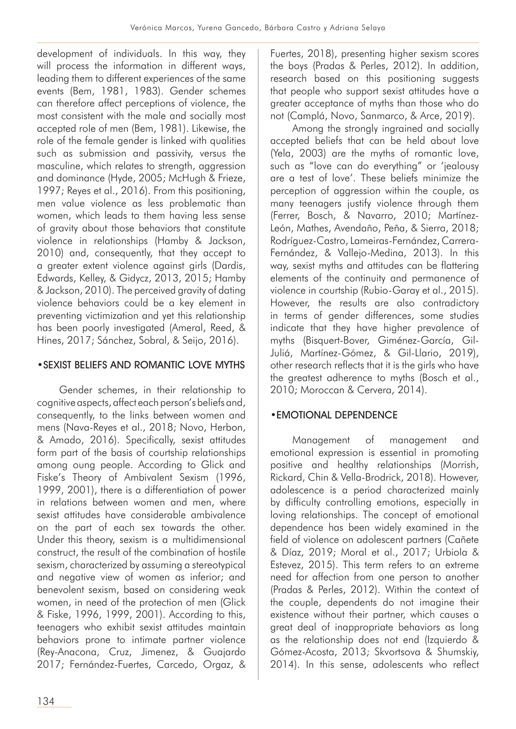development of individuals. In this way, they will process the information in different ways, leading them to different experiences of the same events (Bem, 1981, 1983). Gender schemes can therefore affect perceptions of violence, the most consistent with the male and socially most accepted role of men (Bem, 1981). Likewise, the role of the female gender is linked with qualities such as submission and passivity, versus the masculine, which relates to strength, aggression and dominance (Hyde, 2005; McHugh & Frieze, 1997; Reyes et al., 2016). From this positioning, men value violence as less problematic than women, which leads to them having less sense of gravity about those behaviors that constitute violence in relationships (Hamby & Jackson, 2010) and, consequently, that they accept to a greater extent violence against girls (Dardis, Edwards, Kelley, & Gidycz, 2013, 2015; Hamby & Jackson, 2010). The perceived gravity of dating violence behaviors could be a key element in preventing victimization and yet this relationship has been poorly investigated (Ameral, Reed, & Hines, 2017; Sánchez, Sobral, & Seijo, 2016).

## •SEXIST BELIEFS AND ROMANTIC LOVE MYTHS

Gender schemes, in their relationship to cognitive aspects, affect each person's beliefs and, consequently, to the links between women and mens (Nava-Reyes et al., 2018; Novo, Herbon, & Amado, 2016). Specifically, sexist attitudes form part of the basis of courtship relationships among oung people. According to Glick and Fiske's Theory of Ambivalent Sexism (1996, 1999, 2001), there is a differentiation of power in relations between women and men, where sexist attitudes have considerable ambivalence on the part of each sex towards the other. Under this theory, sexism is a multidimensional construct, the result of the combination of hostile sexism, characterized by assuming a stereotypical and negative view of women as inferior; and benevolent sexism, based on considering weak women, in need of the protection of men (Glick & Fiske, 1996, 1999, 2001). According to this, teenagers who exhibit sexist attitudes maintain behaviors prone to intimate partner violence (Rey-Anacona, Cruz, Jimenez, & Guajardo 2017; Fernández-Fuertes, Carcedo, Orgaz, & Fuertes, 2018), presenting higher sexism scores the boys (Pradas & Perles, 2012). In addition, research based on this positioning suggests that people who support sexist attitudes have a greater acceptance of myths than those who do not (Camplá, Novo, Sanmarco, & Arce, 2019).

Among the strongly ingrained and socially accepted beliefs that can be held about love (Yela, 2003) are the myths of romantic love, such as "love can do everything" or 'jealousy are a test of love'. These beliefs minimize the perception of aggression within the couple, as many teenagers justify violence through them (Ferrer, Bosch, & Navarro, 2010; Martínez-León, Mathes, Avendaño, Peña, & Sierra, 2018; Rodríguez-Castro, Lameiras-Fernández, Carrera-Fernández, & Vallejo-Medina, 2013). In this way, sexist myths and attitudes can be flattering elements of the continuity and permanence of violence in courtship (Rubio-Garay et al., 2015). However, the results are also contradictory in terms of gender differences, some studies indicate that they have higher prevalence of myths (Bisquert-Bover, Giménez-García, Gil-Juliá, Martínez-Gómez, & Gil-Llario, 2019), other research reflects that it is the girls who have the greatest adherence to myths (Bosch et al., 2010; Moroccan & Cervera, 2014).

## •EMOTIONAL DEPENDENCE

Management of management and emotional expression is essential in promoting positive and healthy relationships (Morrish, Rickard, Chin & Vella-Brodrick, 2018). However, adolescence is a period characterized mainly by difficulty controlling emotions, especially in loving relationships. The concept of emotional dependence has been widely examined in the field of violence on adolescent partners (Cañete & Díaz, 2019; Moral et al., 2017; Urbiola & Estevez, 2015). This term refers to an extreme need for affection from one person to another (Pradas & Perles, 2012). Within the context of the couple, dependents do not imagine their existence without their partner, which causes a great deal of inappropriate behaviors as long as the relationship does not end (Izquierdo & Gómez-Acosta, 2013; Skvortsova & Shumskiy, 2014). In this sense, adolescents who reflect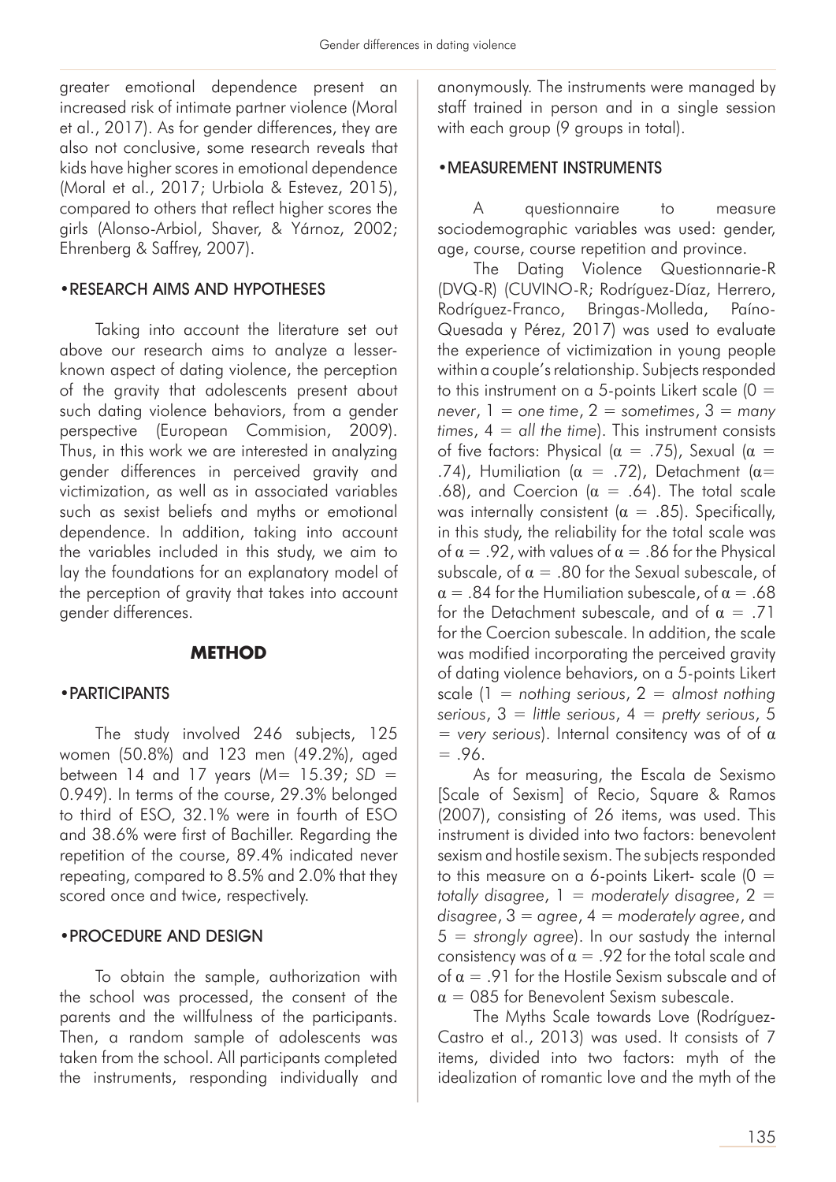greater emotional dependence present an increased risk of intimate partner violence (Moral et al., 2017). As for gender differences, they are also not conclusive, some research reveals that kids have higher scores in emotional dependence (Moral et al., 2017; Urbiola & Estevez, 2015), compared to others that reflect higher scores the girls (Alonso-Arbiol, Shaver, & Yárnoz, 2002; Ehrenberg & Saffrey, 2007).

## •RESEARCH AIMS AND HYPOTHESES

Taking into account the literature set out above our research aims to analyze a lesser-known aspect of dating violence, the perception of the gravity that adolescents present about such dating violence behaviors, from a gender perspective (European Commision, 2009). Thus, in this work we are interested in analyzing gender differences in perceived gravity and victimization, as well as in associated variables such as sexist beliefs and myths or emotional dependence. In addition, taking into account the variables included in this study, we aim to lay the foundations for an explanatory model of the perception of gravity that takes into account gender differences.

# METHOD

## •PARTICIPANTS

The study involved 246 subjects, 125 women (50.8%) and 123 men (49.2%), aged between 14 and 17 years (*M*= 15.39; *SD* = 0.949). In terms of the course, 29.3% belonged to third of ESO, 32.1% were in fourth of ESO and 38.6% were first of Bachiller. Regarding the repetition of the course, 89.4% indicated never repeating, compared to 8.5% and 2.0% that they scored once and twice, respectively.

## •PROCEDURE AND DESIGN

To obtain the sample, authorization with the school was processed, the consent of the parents and the willfulness of the participants. Then, a random sample of adolescents was taken from the school. All participants completed the instruments, responding individually and anonymously. The instruments were managed by staff trained in person and in a single session with each group (9 groups in total).

## •MEASUREMENT INSTRUMENTS

A questionnaire to measure sociodemographic variables was used: gender, age, course, course repetition and province.

The Dating Violence Questionnarie-R (DVQ-R) (CUVINO-R; Rodríguez-Díaz, Herrero, Rodríguez-Franco, Bringas-Molleda, Paíno-Quesada y Pérez, 2017) was used to evaluate the experience of victimization in young people within a couple's relationship. Subjects responded to this instrument on a 5-points Likert scale (0 = *never*, 1 = *one time*, 2 = *sometimes*, 3 = *many times*, 4 = *all the time*). This instrument consists of five factors: Physical ($\alpha$ = .75), Sexual ($\alpha$ = .74), Humiliation ($\alpha$ = .72), Detachment ($\alpha$= .68), and Coercion ($\alpha$ = .64). The total scale was internally consistent ($\alpha$ = .85). Specifically, in this study, the reliability for the total scale was of $\alpha$ = .92, with values of $\alpha$ = .86 for the Physical subscale, of $\alpha$ = .80 for the Sexual subescale, of $\alpha$ = .84 for the Humiliation subescale, of $\alpha$ = .68 for the Detachment subescale, and of $\alpha$ = .71 for the Coercion subescale. In addition, the scale was modified incorporating the perceived gravity of dating violence behaviors, on a 5-points Likert scale (1 = *nothing serious*, 2 = *almost nothing serious*, 3 = *little serious*, 4 = *pretty serious*, 5 = *very serious*). Internal consitency was of of $\alpha$ = .96.

As for measuring, the Escala de Sexismo [Scale of Sexism] of Recio, Square & Ramos (2007), consisting of 26 items, was used. This instrument is divided into two factors: benevolent sexism and hostile sexism. The subjects responded to this measure on a 6-points Likert- scale (0 = *totally disagree*, 1 = *moderately disagree*, 2 = *disagree*, 3 = *agree*, 4 = *moderately agree*, and 5 = *strongly agree*). In our sastudy the internal consistency was of $\alpha$ = .92 for the total scale and of $\alpha$ = .91 for the Hostile Sexism subscale and of $\alpha$ = 085 for Benevolent Sexism subescale.

The Myths Scale towards Love (Rodríguez-Castro et al., 2013) was used. It consists of 7 items, divided into two factors: myth of the idealization of romantic love and the myth of the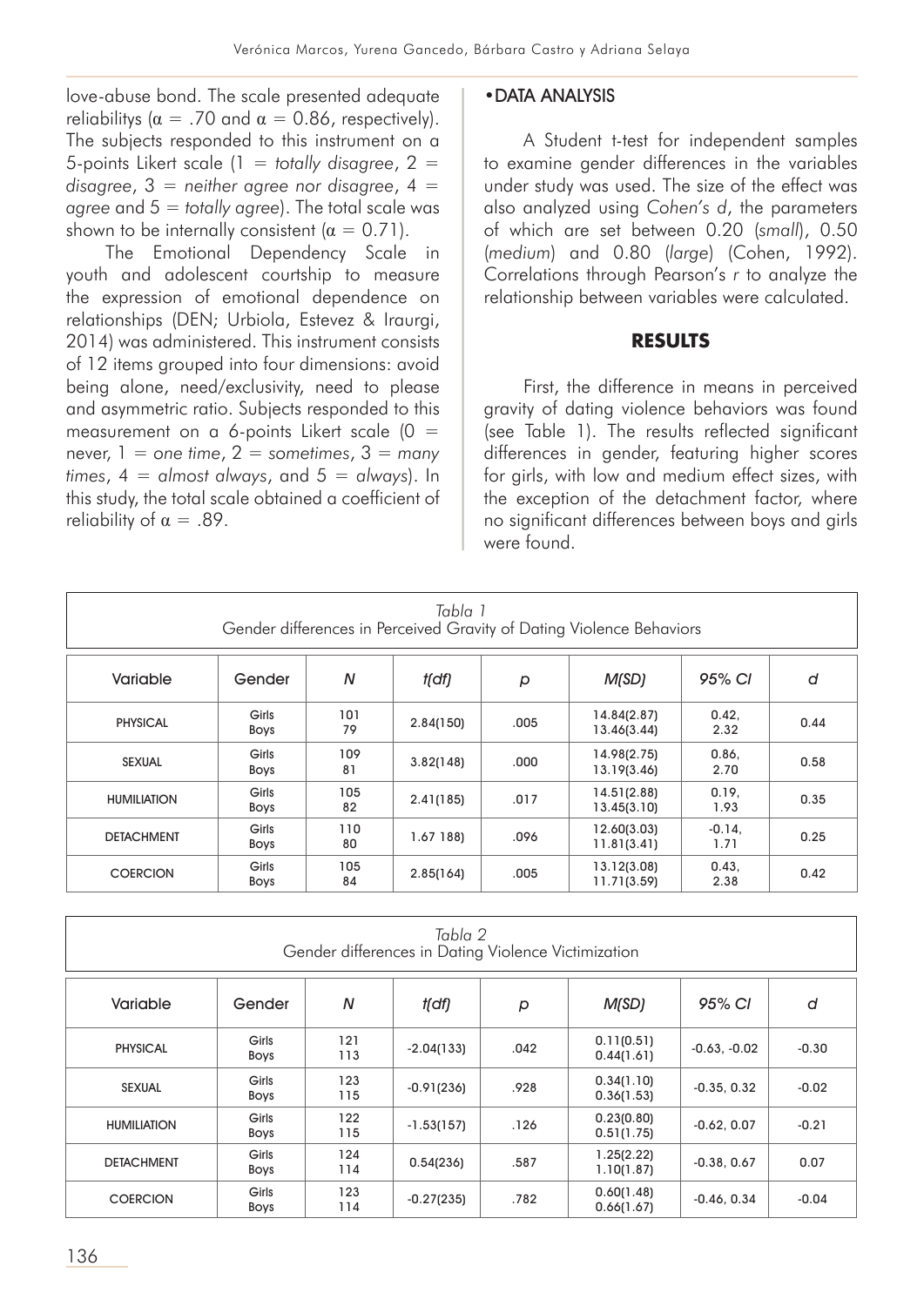love-abuse bond. The scale presented adequate reliabilitys ($\alpha = .70$ and $\alpha = 0.86$, respectively). The subjects responded to this instrument on a 5-points Likert scale (1 = *totally disagree*, 2 = *disagree*, 3 = *neither agree nor disagree*, 4 = *agree* and 5 = *totally agree*). The total scale was shown to be internally consistent ($\alpha = 0.71$).

The Emotional Dependency Scale in youth and adolescent courtship to measure the expression of emotional dependence on relationships (DEN; Urbiola, Estevez & Iraurgi, 2014) was administered. This instrument consists of 12 items grouped into four dimensions: avoid being alone, need/exclusivity, need to please and asymmetric ratio. Subjects responded to this measurement on a 6-points Likert scale (0 = never, 1 = *one time*, 2 = *sometimes*, 3 = *many times*, 4 = *almost always*, and 5 = *always*). In this study, the total scale obtained a coefficient of reliability of $\alpha = .89$.

### • DATA ANALYSIS

A Student t-test for independent samples to examine gender differences in the variables under study was used. The size of the effect was also analyzed using *Cohen's d*, the parameters of which are set between 0.20 (*small*), 0.50 (*medium*) and 0.80 (*large*) (Cohen, 1992). Correlations through Pearson's *r* to analyze the relationship between variables were calculated.

## RESULTS

First, the difference in means in perceived gravity of dating violence behaviors was found (see Table 1). The results reflected significant differences in gender, featuring higher scores for girls, with low and medium effect sizes, with the exception of the detachment factor, where no significant differences between boys and girls were found.

*Tabla 1*
Gender differences in Perceived Gravity of Dating Violence Behaviors

| Variable | Gender | *N* | *t(df)* | *p* | *M(SD)* | *95% CI* | *d* |
|---|---|---|---|---|---|---|---|
| PHYSICAL | Girls<br>Boys | 101<br>79 | 2.84(150) | .005 | 14.84(2.87)<br>13.46(3.44) | 0.42,<br>2.32 | 0.44 |
| SEXUAL | Girls<br>Boys | 109<br>81 | 3.82(148) | .000 | 14.98(2.75)<br>13.19(3.46) | 0.86,<br>2.70 | 0.58 |
| HUMILIATION | Girls<br>Boys | 105<br>82 | 2.41(185) | .017 | 14.51(2.88)<br>13.45(3.10) | 0.19,<br>1.93 | 0.35 |
| DETACHMENT | Girls<br>Boys | 110<br>80 | 1.67 188) | .096 | 12.60(3.03)<br>11.81(3.41) | -0.14,<br>1.71 | 0.25 |
| COERCION | Girls<br>Boys | 105<br>84 | 2.85(164) | .005 | 13.12(3.08)<br>11.71(3.59) | 0.43,<br>2.38 | 0.42 |

*Tabla 2*
Gender differences in Dating Violence Victimization

| Variable | Gender | *N* | *t(df)* | *p* | *M(SD)* | *95% CI* | *d* |
|---|---|---|---|---|---|---|---|
| PHYSICAL | Girls<br>Boys | 121<br>113 | -2.04(133) | .042 | 0.11(0.51)<br>0.44(1.61) | -0.63, -0.02 | -0.30 |
| SEXUAL | Girls<br>Boys | 123<br>115 | -0.91(236) | .928 | 0.34(1.10)<br>0.36(1.53) | -0.35, 0.32 | -0.02 |
| HUMILIATION | Girls<br>Boys | 122<br>115 | -1.53(157) | .126 | 0.23(0.80)<br>0.51(1.75) | -0.62, 0.07 | -0.21 |
| DETACHMENT | Girls<br>Boys | 124<br>114 | 0.54(236) | .587 | 1.25(2.22)<br>1.10(1.87) | -0.38, 0.67 | 0.07 |
| COERCION | Girls<br>Boys | 123<br>114 | -0.27(235) | .782 | 0.60(1.48)<br>0.66(1.67) | -0.46, 0.34 | -0.04 |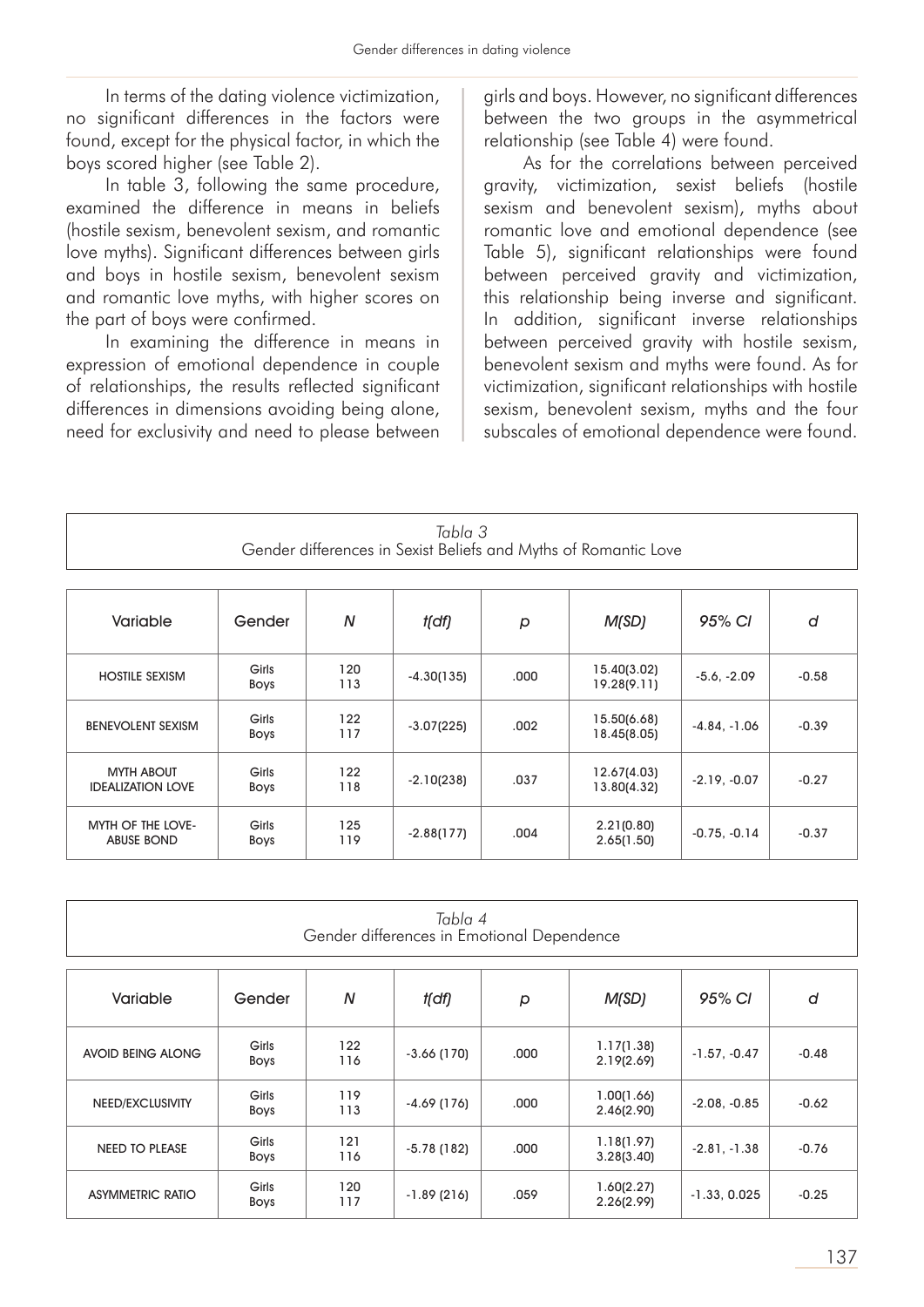In terms of the dating violence victimization, no significant differences in the factors were found, except for the physical factor, in which the boys scored higher (see Table 2).

In table 3, following the same procedure, examined the difference in means in beliefs (hostile sexism, benevolent sexism, and romantic love myths). Significant differences between girls and boys in hostile sexism, benevolent sexism and romantic love myths, with higher scores on the part of boys were confirmed.

In examining the difference in means in expression of emotional dependence in couple of relationships, the results reflected significant differences in dimensions avoiding being alone, need for exclusivity and need to please between girls and boys. However, no significant differences between the two groups in the asymmetrical relationship (see Table 4) were found.

As for the correlations between perceived gravity, victimization, sexist beliefs (hostile sexism and benevolent sexism), myths about romantic love and emotional dependence (see Table 5), significant relationships were found between perceived gravity and victimization, this relationship being inverse and significant. In addition, significant inverse relationships between perceived gravity with hostile sexism, benevolent sexism and myths were found. As for victimization, significant relationships with hostile sexism, benevolent sexism, myths and the four subscales of emotional dependence were found.

*Tabla 3*
Gender differences in Sexist Beliefs and Myths of Romantic Love

| Variable | Gender | *N* | *t(df)* | *p* | *M(SD)* | *95% CI* | *d* |
|---|---|---|---|---|---|---|---|
| HOSTILE SEXISM | Girls<br>Boys | 120<br>113 | -4.30(135) | .000 | 15.40(3.02)<br>19.28(9.11) | -5.6, -2.09 | -0.58 |
| BENEVOLENT SEXISM | Girls<br>Boys | 122<br>117 | -3.07(225) | .002 | 15.50(6.68)<br>18.45(8.05) | -4.84, -1.06 | -0.39 |
| MYTH ABOUT IDEALIZATION LOVE | Girls<br>Boys | 122<br>118 | -2.10(238) | .037 | 12.67(4.03)<br>13.80(4.32) | -2.19, -0.07 | -0.27 |
| MYTH OF THE LOVE-ABUSE BOND | Girls<br>Boys | 125<br>119 | -2.88(177) | .004 | 2.21(0.80)<br>2.65(1.50) | -0.75, -0.14 | -0.37 |

*Tabla 4*
Gender differences in Emotional Dependence

| Variable | Gender | *N* | *t(df)* | *p* | *M(SD)* | *95% CI* | *d* |
|---|---|---|---|---|---|---|---|
| AVOID BEING ALONG | Girls<br>Boys | 122<br>116 | -3.66 (170) | .000 | 1.17(1.38)<br>2.19(2.69) | -1.57, -0.47 | -0.48 |
| NEED/EXCLUSIVITY | Girls<br>Boys | 119<br>113 | -4.69 (176) | .000 | 1.00(1.66)<br>2.46(2.90) | -2.08, -0.85 | -0.62 |
| NEED TO PLEASE | Girls<br>Boys | 121<br>116 | -5.78 (182) | .000 | 1.18(1.97)<br>3.28(3.40) | -2.81, -1.38 | -0.76 |
| ASYMMETRIC RATIO | Girls<br>Boys | 120<br>117 | -1.89 (216) | .059 | 1.60(2.27)<br>2.26(2.99) | -1.33, 0.025 | -0.25 |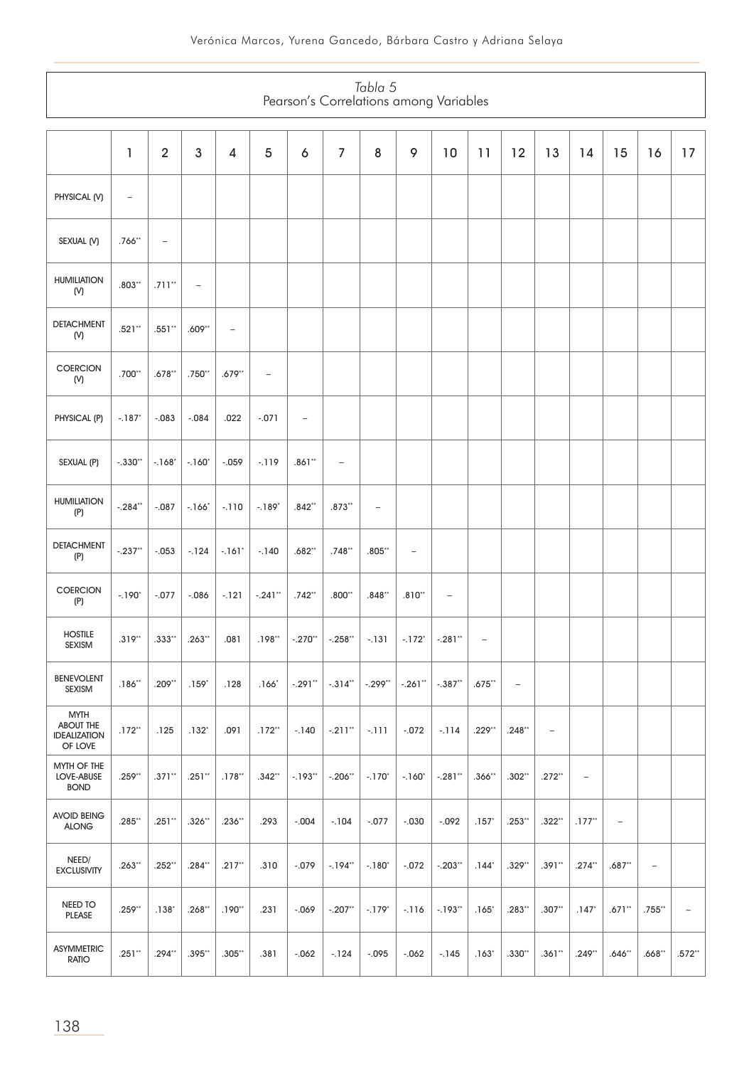*Tabla 5*
Pearson's Correlations among Variables

| | 1 | 2 | 3 | 4 | 5 | 6 | 7 | 8 | 9 | 10 | 11 | 12 | 13 | 14 | 15 | 16 | 17 |
|---|---|---|---|---|---|---|---|---|---|---|---|---|---|---|---|---|---|
| PHYSICAL (V) | – | | | | | | | | | | | | | | | | |
| SEXUAL (V) | .766** | – | | | | | | | | | | | | | | | |
| HUMILIATION (V) | .803** | .711** | – | | | | | | | | | | | | | | |
| DETACHMENT (V) | .521** | .551** | .609** | – | | | | | | | | | | | | | |
| COERCION (V) | .700** | .678** | .750** | .679** | – | | | | | | | | | | | | |
| PHYSICAL (P) | -.187* | -.083 | -.084 | .022 | -.071 | – | | | | | | | | | | | |
| SEXUAL (P) | -.330** | -.168* | -.160* | -.059 | -.119 | .861** | – | | | | | | | | | | |
| HUMILIATION (P) | -.284** | -.087 | -.166* | -.110 | -.189* | .842** | .873** | – | | | | | | | | | |
| DETACHMENT (P) | -.237** | -.053 | -.124 | -.161* | -.140 | .682** | .748** | .805** | – | | | | | | | | |
| COERCION (P) | -.190* | -.077 | -.086 | -.121 | -.241** | .742** | .800** | .848** | .810** | – | | | | | | | |
| HOSTILE SEXISM | .319** | .333** | .263** | .081 | .198** | -.270** | -.258** | -.131 | -.172* | -.281** | – | | | | | | |
| BENEVOLENT SEXISM | .186** | .209** | .159* | .128 | .166* | -.291** | -.314** | -.299** | -.261** | -.387** | .675** | – | | | | | |
| MYTH ABOUT THE IDEALIZATION OF LOVE | .172** | .125 | .132* | .091 | .172** | -.140 | -.211** | -.111 | -.072 | -.114 | .229** | .248** | – | | | | |
| MYTH OF THE LOVE-ABUSE BOND | .259** | .371** | .251** | .178** | .342** | -.193** | -.206** | -.170* | -.160* | -.281** | .366** | .302** | .272** | – | | | |
| AVOID BEING ALONG | .285** | .251** | .326** | .236** | .293 | -.004 | -.104 | -.077 | -.030 | -.092 | .157* | .253** | .322** | .177** | – | | |
| NEED/ EXCLUSIVITY | .263** | .252** | .284** | .217** | .310 | -.079 | -.194** | -.180* | -.072 | -.203** | .144* | .329** | .391** | .274** | .687** | – | |
| NEED TO PLEASE | .259** | .138* | .268** | .190** | .231 | -.069 | -.207** | -.179* | -.116 | -.193** | .165* | .283** | .307** | .147* | .671** | .755** | – |
| ASYMMETRIC RATIO | .251** | .294** | .395** | .305** | .381 | -.062 | -.124 | -.095 | -.062 | -.145 | .163* | .330** | .361** | .249** | .646** | .668** | .572** |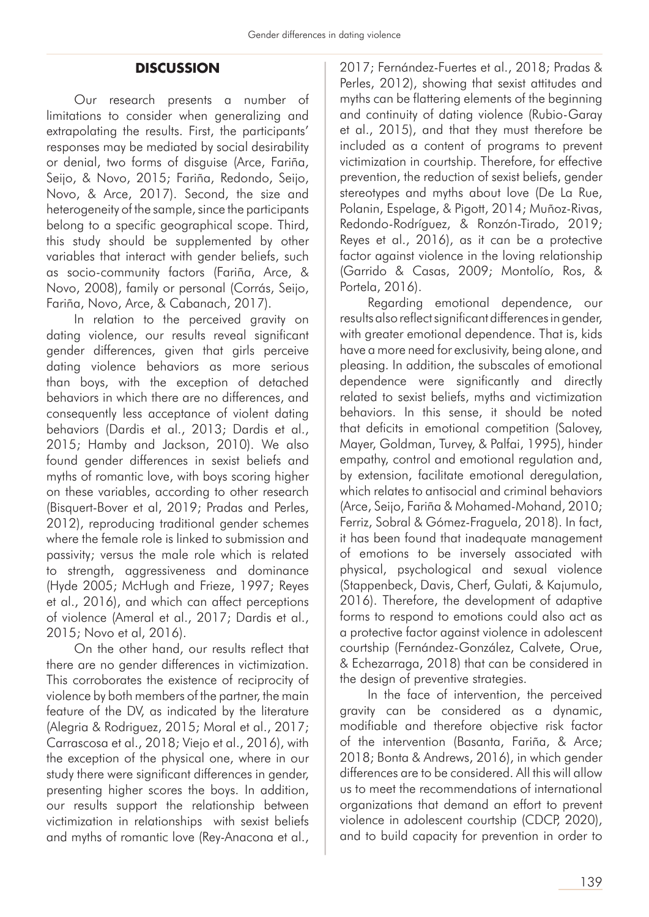## DISCUSSION

Our research presents a number of limitations to consider when generalizing and extrapolating the results. First, the participants' responses may be mediated by social desirability or denial, two forms of disguise (Arce, Fariña, Seijo, & Novo, 2015; Fariña, Redondo, Seijo, Novo, & Arce, 2017). Second, the size and heterogeneity of the sample, since the participants belong to a specific geographical scope. Third, this study should be supplemented by other variables that interact with gender beliefs, such as socio-community factors (Fariña, Arce, & Novo, 2008), family or personal (Corrás, Seijo, Fariña, Novo, Arce, & Cabanach, 2017).

In relation to the perceived gravity on dating violence, our results reveal significant gender differences, given that girls perceive dating violence behaviors as more serious than boys, with the exception of detached behaviors in which there are no differences, and consequently less acceptance of violent dating behaviors (Dardis et al., 2013; Dardis et al., 2015; Hamby and Jackson, 2010). We also found gender differences in sexist beliefs and myths of romantic love, with boys scoring higher on these variables, according to other research (Bisquert-Bover et al, 2019; Pradas and Perles, 2012), reproducing traditional gender schemes where the female role is linked to submission and passivity; versus the male role which is related to strength, aggressiveness and dominance (Hyde 2005; McHugh and Frieze, 1997; Reyes et al., 2016), and which can affect perceptions of violence (Ameral et al., 2017; Dardis et al., 2015; Novo et al, 2016).

On the other hand, our results reflect that there are no gender differences in victimization. This corroborates the existence of reciprocity of violence by both members of the partner, the main feature of the DV, as indicated by the literature (Alegria & Rodriguez, 2015; Moral et al., 2017; Carrascosa et al., 2018; Viejo et al., 2016), with the exception of the physical one, where in our study there were significant differences in gender, presenting higher scores the boys. In addition, our results support the relationship between victimization in relationships with sexist beliefs and myths of romantic love (Rey-Anacona et al., 2017; Fernández-Fuertes et al., 2018; Pradas & Perles, 2012), showing that sexist attitudes and myths can be flattering elements of the beginning and continuity of dating violence (Rubio-Garay et al., 2015), and that they must therefore be included as a content of programs to prevent victimization in courtship. Therefore, for effective prevention, the reduction of sexist beliefs, gender stereotypes and myths about love (De La Rue, Polanin, Espelage, & Pigott, 2014; Muñoz-Rivas, Redondo-Rodríguez, & Ronzón-Tirado, 2019; Reyes et al., 2016), as it can be a protective factor against violence in the loving relationship (Garrido & Casas, 2009; Montolío, Ros, & Portela, 2016).

Regarding emotional dependence, our results also reflect significant differences in gender, with greater emotional dependence. That is, kids have a more need for exclusivity, being alone, and pleasing. In addition, the subscales of emotional dependence were significantly and directly related to sexist beliefs, myths and victimization behaviors. In this sense, it should be noted that deficits in emotional competition (Salovey, Mayer, Goldman, Turvey, & Palfai, 1995), hinder empathy, control and emotional regulation and, by extension, facilitate emotional deregulation, which relates to antisocial and criminal behaviors (Arce, Seijo, Fariña & Mohamed-Mohand, 2010; Ferriz, Sobral & Gómez-Fraguela, 2018). In fact, it has been found that inadequate management of emotions to be inversely associated with physical, psychological and sexual violence (Stappenbeck, Davis, Cherf, Gulati, & Kajumulo, 2016). Therefore, the development of adaptive forms to respond to emotions could also act as a protective factor against violence in adolescent courtship (Fernández-González, Calvete, Orue, & Echezarraga, 2018) that can be considered in the design of preventive strategies.

In the face of intervention, the perceived gravity can be considered as a dynamic, modifiable and therefore objective risk factor of the intervention (Basanta, Fariña, & Arce; 2018; Bonta & Andrews, 2016), in which gender differences are to be considered. All this will allow us to meet the recommendations of international organizations that demand an effort to prevent violence in adolescent courtship (CDCP, 2020), and to build capacity for prevention in order to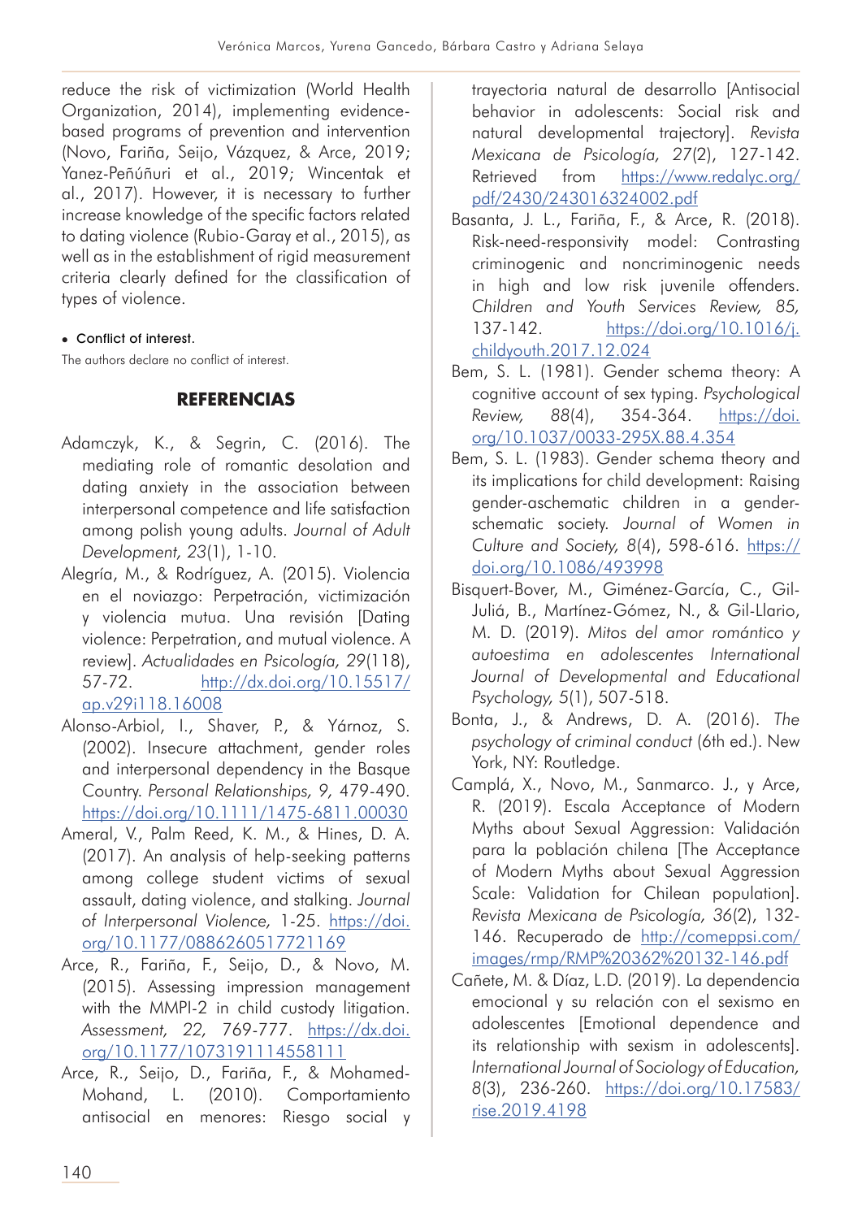reduce the risk of victimization (World Health Organization, 2014), implementing evidence-based programs of prevention and intervention (Novo, Fariña, Seijo, Vázquez, & Arce, 2019; Yanez-Peñúñuri et al., 2019; Wincentak et al., 2017). However, it is necessary to further increase knowledge of the specific factors related to dating violence (Rubio-Garay et al., 2015), as well as in the establishment of rigid measurement criteria clearly defined for the classification of types of violence.

- Conflict of interest.

The authors declare no conflict of interest.

## REFERENCIAS

Adamczyk, K., & Segrin, C. (2016). The mediating role of romantic desolation and dating anxiety in the association between interpersonal competence and life satisfaction among polish young adults. *Journal of Adult Development, 23*(1), 1-10.

Alegría, M., & Rodríguez, A. (2015). Violencia en el noviazgo: Perpetración, victimización y violencia mutua. Una revisión [Dating violence: Perpetration, and mutual violence. A review]. *Actualidades en Psicología, 29*(118), 57-72. http://dx.doi.org/10.15517/ap.v29i118.16008

Alonso-Arbiol, I., Shaver, P., & Yárnoz, S. (2002). Insecure attachment, gender roles and interpersonal dependency in the Basque Country. *Personal Relationships, 9,* 479-490. https://doi.org/10.1111/1475-6811.00030

Ameral, V., Palm Reed, K. M., & Hines, D. A. (2017). An analysis of help-seeking patterns among college student victims of sexual assault, dating violence, and stalking. *Journal of Interpersonal Violence,* 1-25. https://doi.org/10.1177/0886260517721169

Arce, R., Fariña, F., Seijo, D., & Novo, M. (2015). Assessing impression management with the MMPI-2 in child custody litigation. *Assessment, 22,* 769-777. https://dx.doi.org/10.1177/1073191114558111

Arce, R., Seijo, D., Fariña, F., & Mohamed-Mohand, L. (2010). Comportamiento antisocial en menores: Riesgo social y trayectoria natural de desarrollo [Antisocial behavior in adolescents: Social risk and natural developmental trajectory]. *Revista Mexicana de Psicología, 27*(2), 127-142. Retrieved from https://www.redalyc.org/pdf/2430/243016324002.pdf

Basanta, J. L., Fariña, F., & Arce, R. (2018). Risk-need-responsivity model: Contrasting criminogenic and noncriminogenic needs in high and low risk juvenile offenders. *Children and Youth Services Review, 85,* 137-142. https://doi.org/10.1016/j.childyouth.2017.12.024

Bem, S. L. (1981). Gender schema theory: A cognitive account of sex typing. *Psychological Review, 88*(4), 354-364. https://doi.org/10.1037/0033-295X.88.4.354

Bem, S. L. (1983). Gender schema theory and its implications for child development: Raising gender-aschematic children in a gender-schematic society. *Journal of Women in Culture and Society, 8*(4), 598-616. https://doi.org/10.1086/493998

Bisquert-Bover, M., Giménez-García, C., Gil-Juliá, B., Martínez-Gómez, N., & Gil-Llario, M. D. (2019). *Mitos del amor romántico y autoestima en adolescentes International Journal of Developmental and Educational Psychology, 5*(1), 507-518.

Bonta, J., & Andrews, D. A. (2016). *The psychology of criminal conduct* (6th ed.). New York, NY: Routledge.

Camplá, X., Novo, M., Sanmarco. J., y Arce, R. (2019). Escala Acceptance of Modern Myths about Sexual Aggression: Validación para la población chilena [The Acceptance of Modern Myths about Sexual Aggression Scale: Validation for Chilean population]. *Revista Mexicana de Psicología, 36*(2), 132-146. Recuperado de http://comeppsi.com/images/rmp/RMP%20362%20132-146.pdf

Cañete, M. & Díaz, L.D. (2019). La dependencia emocional y su relación con el sexismo en adolescentes [Emotional dependence and its relationship with sexism in adolescents]. *International Journal of Sociology of Education, 8*(3), 236-260. https://doi.org/10.17583/rise.2019.4198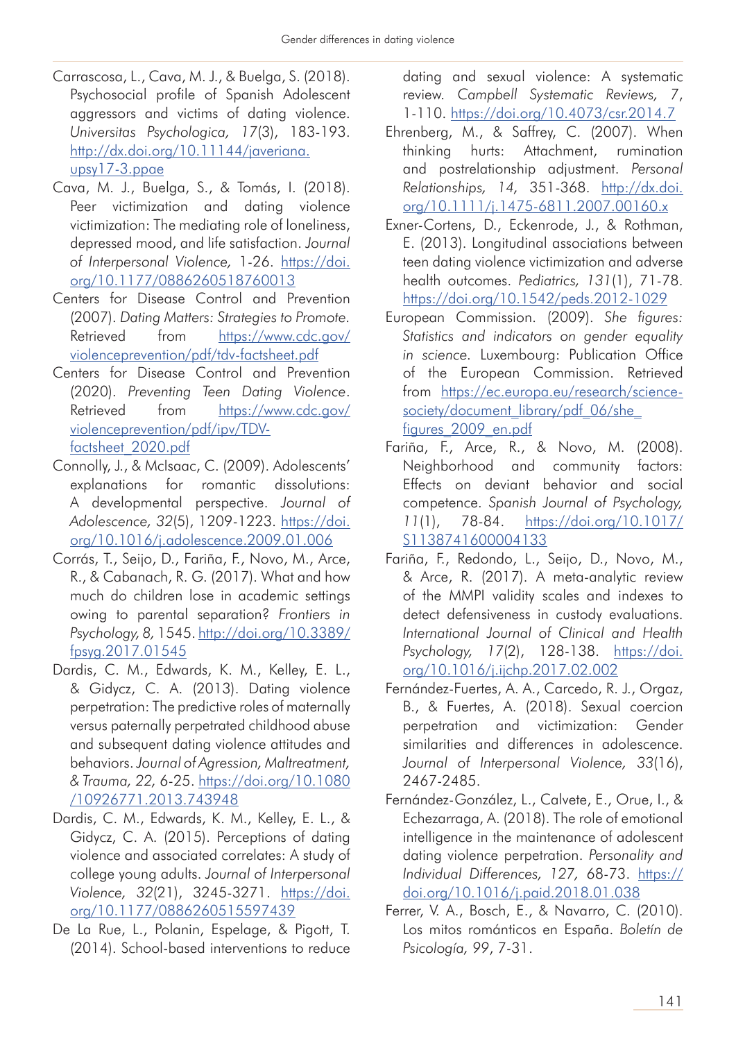Carrascosa, L., Cava, M. J., & Buelga, S. (2018). Psychosocial profile of Spanish Adolescent aggressors and victims of dating violence. *Universitas Psychologica, 17*(3), 183-193. http://dx.doi.org/10.11144/javeriana.upsy17-3.ppae

Cava, M. J., Buelga, S., & Tomás, I. (2018). Peer victimization and dating violence victimization: The mediating role of loneliness, depressed mood, and life satisfaction. *Journal of Interpersonal Violence,* 1-26. https://doi.org/10.1177/0886260518760013

Centers for Disease Control and Prevention (2007). *Dating Matters: Strategies to Promote.* Retrieved from https://www.cdc.gov/violenceprevention/pdf/tdv-factsheet.pdf

Centers for Disease Control and Prevention (2020). *Preventing Teen Dating Violence*. Retrieved from https://www.cdc.gov/violenceprevention/pdf/ipv/TDV-factsheet_2020.pdf

Connolly, J., & McIsaac, C. (2009). Adolescents' explanations for romantic dissolutions: A developmental perspective. *Journal of Adolescence, 32*(5), 1209-1223. https://doi.org/10.1016/j.adolescence.2009.01.006

Corrás, T., Seijo, D., Fariña, F., Novo, M., Arce, R., & Cabanach, R. G. (2017). What and how much do children lose in academic settings owing to parental separation? *Frontiers in Psychology, 8,* 1545. http://doi.org/10.3389/fpsyg.2017.01545

Dardis, C. M., Edwards, K. M., Kelley, E. L., & Gidycz, C. A. (2013). Dating violence perpetration: The predictive roles of maternally versus paternally perpetrated childhood abuse and subsequent dating violence attitudes and behaviors. *Journal of Agression, Maltreatment, & Trauma, 22,* 6-25. https://doi.org/10.1080/10926771.2013.743948

Dardis, C. M., Edwards, K. M., Kelley, E. L., & Gidycz, C. A. (2015). Perceptions of dating violence and associated correlates: A study of college young adults. *Journal of Interpersonal Violence, 32*(21), 3245-3271. https://doi.org/10.1177/0886260515597439

De La Rue, L., Polanin, Espelage, & Pigott, T. (2014). School-based interventions to reduce dating and sexual violence: A systematic review. *Campbell Systematic Reviews, 7*, 1-110. https://doi.org/10.4073/csr.2014.7

Ehrenberg, M., & Saffrey, C. (2007). When thinking hurts: Attachment, rumination and postrelationship adjustment. *Personal Relationships, 14,* 351-368. http://dx.doi.org/10.1111/j.1475-6811.2007.00160.x

Exner-Cortens, D., Eckenrode, J., & Rothman, E. (2013). Longitudinal associations between teen dating violence victimization and adverse health outcomes. *Pediatrics, 131*(1), 71-78. https://doi.org/10.1542/peds.2012-1029

European Commission. (2009). *She figures: Statistics and indicators on gender equality in science*. Luxembourg: Publication Office of the European Commission. Retrieved from https://ec.europa.eu/research/science-society/document_library/pdf_06/she_figures_2009_en.pdf

Fariña, F., Arce, R., & Novo, M. (2008). Neighborhood and community factors: Effects on deviant behavior and social competence. *Spanish Journal of Psychology, 11*(1), 78-84. https://doi.org/10.1017/S1138741600004133

Fariña, F., Redondo, L., Seijo, D., Novo, M., & Arce, R. (2017). A meta-analytic review of the MMPI validity scales and indexes to detect defensiveness in custody evaluations. *International Journal of Clinical and Health Psychology, 17*(2), 128-138. https://doi.org/10.1016/j.ijchp.2017.02.002

Fernández-Fuertes, A. A., Carcedo, R. J., Orgaz, B., & Fuertes, A. (2018). Sexual coercion perpetration and victimization: Gender similarities and differences in adolescence. *Journal of Interpersonal Violence, 33*(16), 2467-2485.

Fernández-González, L., Calvete, E., Orue, I., & Echezarraga, A. (2018). The role of emotional intelligence in the maintenance of adolescent dating violence perpetration. *Personality and Individual Differences, 127,* 68-73. https://doi.org/10.1016/j.paid.2018.01.038

Ferrer, V. A., Bosch, E., & Navarro, C. (2010). Los mitos románticos en España. *Boletín de Psicología, 99*, 7-31.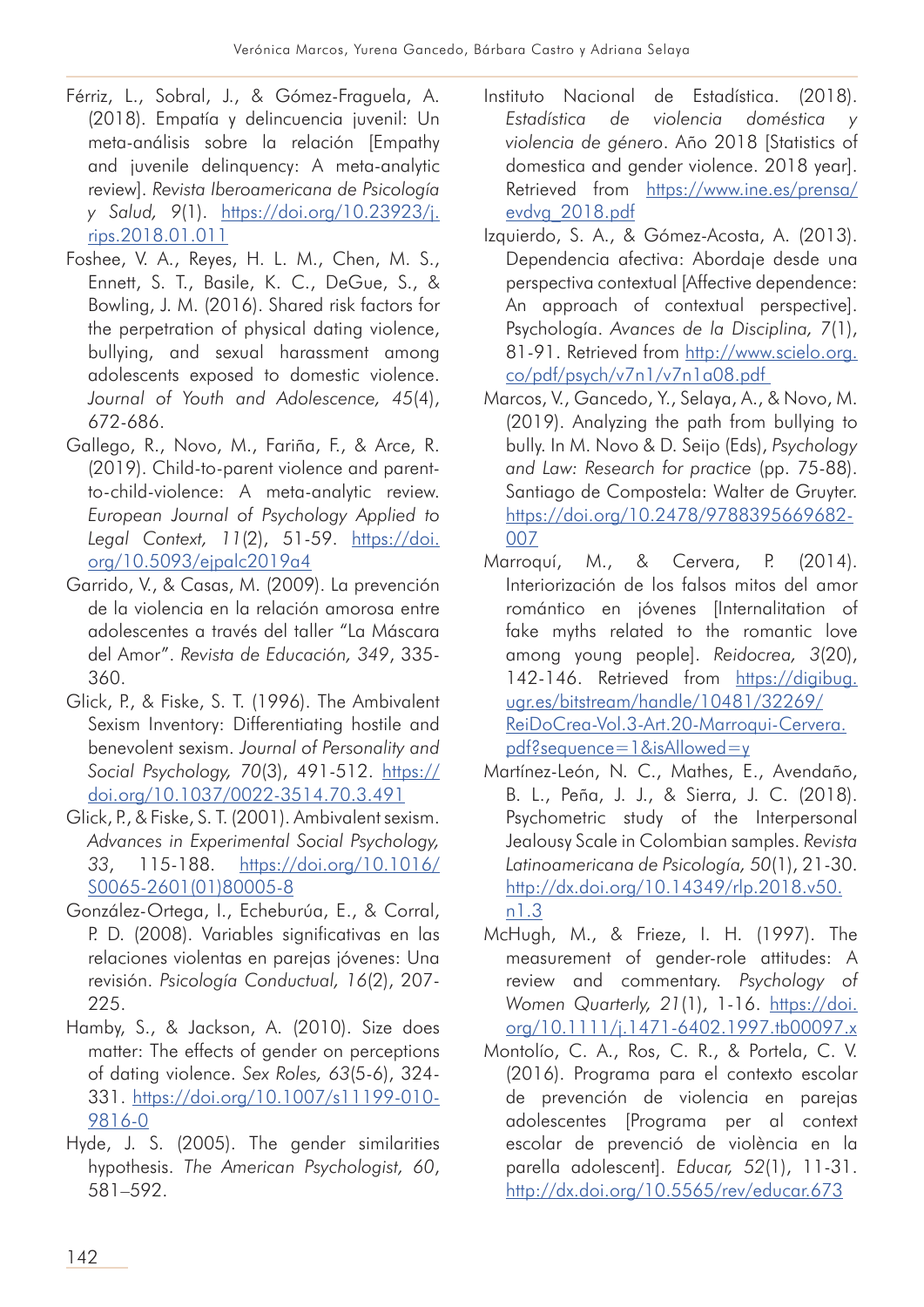Férriz, L., Sobral, J., & Gómez-Fraguela, A. (2018). Empatía y delincuencia juvenil: Un meta-análisis sobre la relación [Empathy and juvenile delinquency: A meta-analytic review]. *Revista Iberoamericana de Psicología y Salud, 9*(1). https://doi.org/10.23923/j.rips.2018.01.011

Foshee, V. A., Reyes, H. L. M., Chen, M. S., Ennett, S. T., Basile, K. C., DeGue, S., & Bowling, J. M. (2016). Shared risk factors for the perpetration of physical dating violence, bullying, and sexual harassment among adolescents exposed to domestic violence. *Journal of Youth and Adolescence, 45*(4), 672-686.

Gallego, R., Novo, M., Fariña, F., & Arce, R. (2019). Child-to-parent violence and parent-to-child-violence: A meta-analytic review. *European Journal of Psychology Applied to Legal Context, 11*(2), 51-59. https://doi.org/10.5093/ejpalc2019a4

Garrido, V., & Casas, M. (2009). La prevención de la violencia en la relación amorosa entre adolescentes a través del taller "La Máscara del Amor". *Revista de Educación, 349*, 335-360.

Glick, P., & Fiske, S. T. (1996). The Ambivalent Sexism Inventory: Differentiating hostile and benevolent sexism. *Journal of Personality and Social Psychology, 70*(3), 491-512. https://doi.org/10.1037/0022-3514.70.3.491

Glick, P., & Fiske, S. T. (2001). Ambivalent sexism. *Advances in Experimental Social Psychology, 33*, 115-188. https://doi.org/10.1016/S0065-2601(01)80005-8

González-Ortega, I., Echeburúa, E., & Corral, P. D. (2008). Variables significativas en las relaciones violentas en parejas jóvenes: Una revisión. *Psicología Conductual, 16*(2), 207-225.

Hamby, S., & Jackson, A. (2010). Size does matter: The effects of gender on perceptions of dating violence. *Sex Roles, 63*(5-6), 324-331. https://doi.org/10.1007/s11199-010-9816-0

Hyde, J. S. (2005). The gender similarities hypothesis. *The American Psychologist, 60*, 581–592.

Instituto Nacional de Estadística. (2018). *Estadística de violencia doméstica y violencia de género*. Año 2018 [Statistics of domestica and gender violence. 2018 year]. Retrieved from https://www.ine.es/prensa/evdvg_2018.pdf

Izquierdo, S. A., & Gómez-Acosta, A. (2013). Dependencia afectiva: Abordaje desde una perspectiva contextual [Affective dependence: An approach of contextual perspective]. Psychologia. *Avances de la Disciplina, 7*(1), 81-91. Retrieved from http://www.scielo.org.co/pdf/psych/v7n1/v7n1a08.pdf

Marcos, V., Gancedo, Y., Selaya, A., & Novo, M. (2019). Analyzing the path from bullying to bully. In M. Novo & D. Seijo (Eds), *Psychology and Law: Research for practice* (pp. 75-88). Santiago de Compostela: Walter de Gruyter. https://doi.org/10.2478/9788395669682-007

Marroquí, M., & Cervera, P. (2014). Interiorización de los falsos mitos del amor romántico en jóvenes [Internalitation of fake myths related to the romantic love among young people]. *Reidocrea, 3*(20), 142-146. Retrieved from https://digibug.ugr.es/bitstream/handle/10481/32269/ReiDoCrea-Vol.3-Art.20-Marroqui-Cervera.pdf?sequence=1&isAllowed=y

Martínez-León, N. C., Mathes, E., Avendaño, B. L., Peña, J. J., & Sierra, J. C. (2018). Psychometric study of the Interpersonal Jealousy Scale in Colombian samples. *Revista Latinoamericana de Psicología, 50*(1), 21-30. http://dx.doi.org/10.14349/rlp.2018.v50.n1.3

McHugh, M., & Frieze, I. H. (1997). The measurement of gender-role attitudes: A review and commentary. *Psychology of Women Quarterly, 21*(1), 1-16. https://doi.org/10.1111/j.1471-6402.1997.tb00097.x

Montolío, C. A., Ros, C. R., & Portela, C. V. (2016). Programa para el contexto escolar de prevención de violencia en parejas adolescentes [Programa per al context escolar de prevenció de violència en la parella adolescent]. *Educar, 52*(1), 11-31. http://dx.doi.org/10.5565/rev/educar.673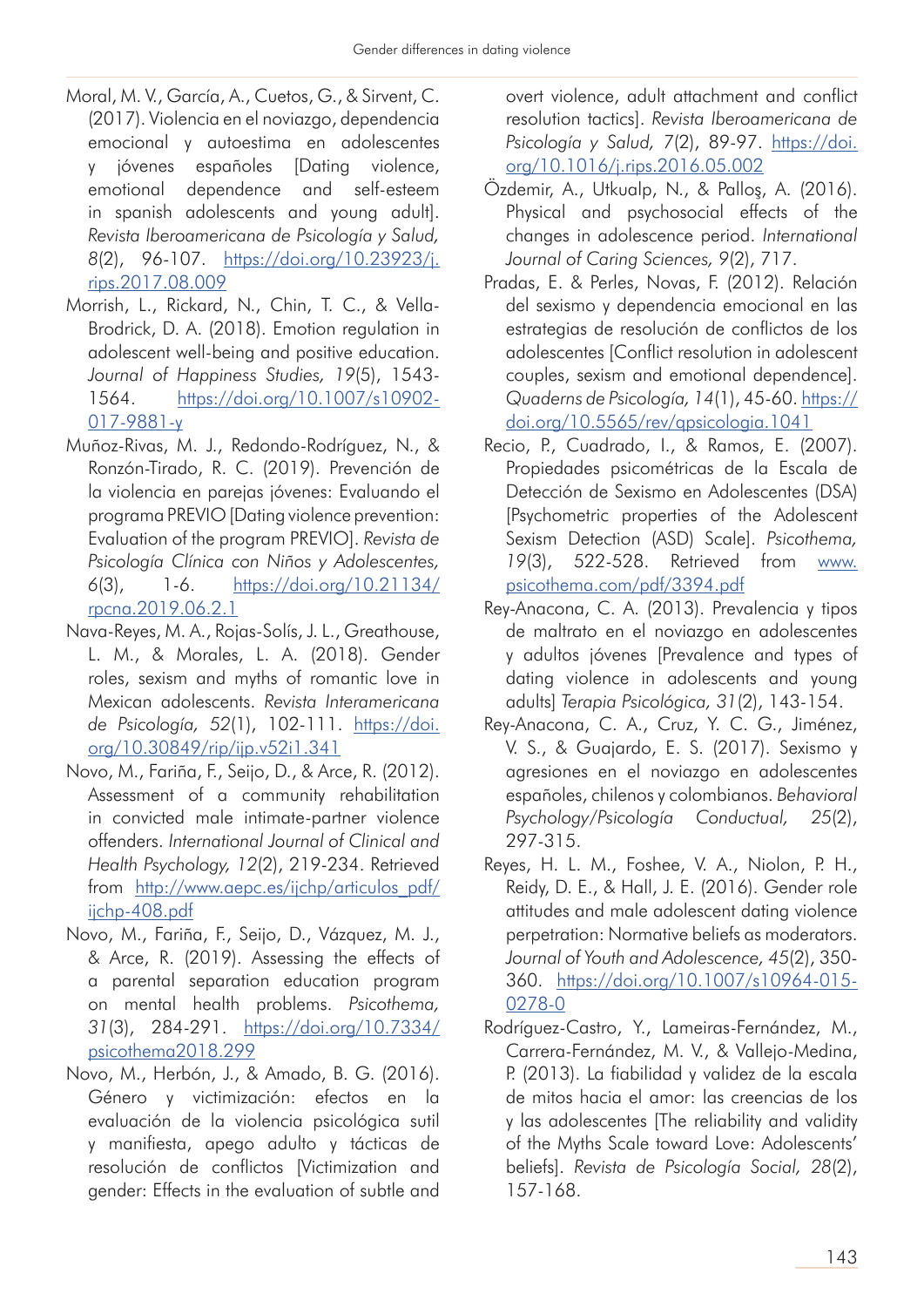Moral, M. V., García, A., Cuetos, G., & Sirvent, C. (2017). Violencia en el noviazgo, dependencia emocional y autoestima en adolescentes y jóvenes españoles [Dating violence, emotional dependence and self-esteem in spanish adolescents and young adult]. *Revista Iberoamericana de Psicología y Salud, 8*(2), 96-107. https://doi.org/10.23923/j.rips.2017.08.009

Morrish, L., Rickard, N., Chin, T. C., & Vella-Brodrick, D. A. (2018). Emotion regulation in adolescent well-being and positive education. *Journal of Happiness Studies, 19*(5), 1543-1564. https://doi.org/10.1007/s10902-017-9881-y

Muñoz-Rivas, M. J., Redondo-Rodríguez, N., & Ronzón-Tirado, R. C. (2019). Prevención de la violencia en parejas jóvenes: Evaluando el programa PREVIO [Dating violence prevention: Evaluation of the program PREVIO]. *Revista de Psicología Clínica con Niños y Adolescentes,* 6(3), 1-6. https://doi.org/10.21134/rpcna.2019.06.2.1

Nava-Reyes, M. A., Rojas-Solís, J. L., Greathouse, L. M., & Morales, L. A. (2018). Gender roles, sexism and myths of romantic love in Mexican adolescents. *Revista Interamericana de Psicología, 52*(1), 102-111. https://doi.org/10.30849/rip/ijp.v52i1.341

Novo, M., Fariña, F., Seijo, D., & Arce, R. (2012). Assessment of a community rehabilitation in convicted male intimate-partner violence offenders. *International Journal of Clinical and Health Psychology, 12*(2), 219-234. Retrieved from http://www.aepc.es/ijchp/articulos_pdf/ijchp-408.pdf

Novo, M., Fariña, F., Seijo, D., Vázquez, M. J., & Arce, R. (2019). Assessing the effects of a parental separation education program on mental health problems. *Psicothema, 31*(3), 284-291. https://doi.org/10.7334/psicothema2018.299

Novo, M., Herbón, J., & Amado, B. G. (2016). Género y victimización: efectos en la evaluación de la violencia psicológica sutil y manifiesta, apego adulto y tácticas de resolución de conflictos [Victimization and gender: Effects in the evaluation of subtle and overt violence, adult attachment and conflict resolution tactics]. *Revista Iberoamericana de Psicología y Salud, 7*(2), 89-97. https://doi.org/10.1016/j.rips.2016.05.002

Özdemir, A., Utkualp, N., & Palloş, A. (2016). Physical and psychosocial effects of the changes in adolescence period. *International Journal of Caring Sciences, 9*(2), 717.

Pradas, E. & Perles, Novas, F. (2012). Relación del sexismo y dependencia emocional en las estrategias de resolución de conflictos de los adolescentes [Conflict resolution in adolescent couples, sexism and emotional dependence]. *Quaderns de Psicología, 14*(1), 45-60. https://doi.org/10.5565/rev/qpsicologia.1041

Recio, P., Cuadrado, I., & Ramos, E. (2007). Propiedades psicométricas de la Escala de Detección de Sexismo en Adolescentes (DSA) [Psychometric properties of the Adolescent Sexism Detection (ASD) Scale]. *Psicothema, 19*(3), 522-528. Retrieved from www.psicothema.com/pdf/3394.pdf

Rey-Anacona, C. A. (2013). Prevalencia y tipos de maltrato en el noviazgo en adolescentes y adultos jóvenes [Prevalence and types of dating violence in adolescents and young adults] *Terapia Psicológica, 31*(2), 143-154.

Rey-Anacona, C. A., Cruz, Y. C. G., Jiménez, V. S., & Guajardo, E. S. (2017). Sexismo y agresiones en el noviazgo en adolescentes españoles, chilenos y colombianos. *Behavioral Psychology/Psicología Conductual, 25*(2), 297-315.

Reyes, H. L. M., Foshee, V. A., Niolon, P. H., Reidy, D. E., & Hall, J. E. (2016). Gender role attitudes and male adolescent dating violence perpetration: Normative beliefs as moderators. *Journal of Youth and Adolescence, 45*(2), 350-360. https://doi.org/10.1007/s10964-015-0278-0

Rodríguez-Castro, Y., Lameiras-Fernández, M., Carrera-Fernández, M. V., & Vallejo-Medina, P. (2013). La fiabilidad y validez de la escala de mitos hacia el amor: las creencias de los y las adolescentes [The reliability and validity of the Myths Scale toward Love: Adolescents' beliefs]. *Revista de Psicología Social, 28*(2), 157-168.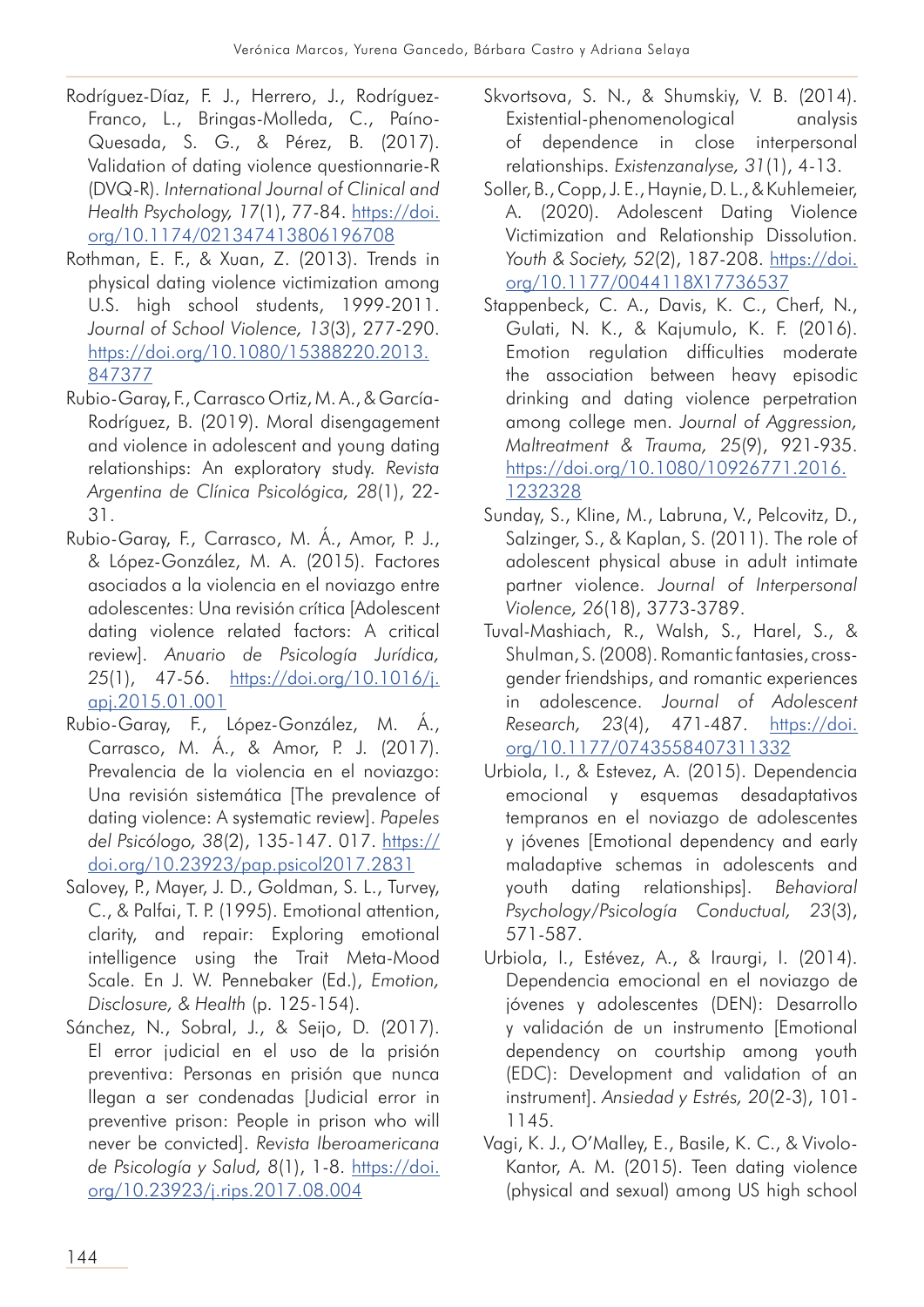Rodríguez-Díaz, F. J., Herrero, J., Rodríguez-Franco, L., Bringas-Molleda, C., Paíno-Quesada, S. G., & Pérez, B. (2017). Validation of dating violence questionnarie-R (DVQ-R). *International Journal of Clinical and Health Psychology, 17*(1), 77-84. https://doi.org/10.1174/021347413806196708

Rothman, E. F., & Xuan, Z. (2013). Trends in physical dating violence victimization among U.S. high school students, 1999-2011. *Journal of School Violence, 13*(3), 277-290. https://doi.org/10.1080/15388220.2013.847377

Rubio-Garay, F., Carrasco Ortiz, M. A., & García-Rodríguez, B. (2019). Moral disengagement and violence in adolescent and young dating relationships: An exploratory study. *Revista Argentina de Clínica Psicológica, 28*(1), 22-31.

Rubio-Garay, F., Carrasco, M. Á., Amor, P. J., & López-González, M. A. (2015). Factores asociados a la violencia en el noviazgo entre adolescentes: Una revisión crítica [Adolescent dating violence related factors: A critical review]. *Anuario de Psicología Jurídica, 25*(1), 47-56. https://doi.org/10.1016/j.apj.2015.01.001

Rubio-Garay, F., López-González, M. Á., Carrasco, M. Á., & Amor, P. J. (2017). Prevalencia de la violencia en el noviazgo: Una revisión sistemática [The prevalence of dating violence: A systematic review]. *Papeles del Psicólogo, 38*(2), 135-147. 017. https://doi.org/10.23923/pap.psicol2017.2831

Salovey, P., Mayer, J. D., Goldman, S. L., Turvey, C., & Palfai, T. P. (1995). Emotional attention, clarity, and repair: Exploring emotional intelligence using the Trait Meta-Mood Scale. En J. W. Pennebaker (Ed.), *Emotion, Disclosure, & Health* (p. 125-154).

Sánchez, N., Sobral, J., & Seijo, D. (2017). El error judicial en el uso de la prisión preventiva: Personas en prisión que nunca llegan a ser condenadas [Judicial error in preventive prison: People in prison who will never be convicted]. *Revista Iberoamericana de Psicología y Salud, 8*(1), 1-8. https://doi.org/10.23923/j.rips.2017.08.004

Skvortsova, S. N., & Shumskiy, V. B. (2014). Existential-phenomenological analysis of dependence in close interpersonal relationships. *Existenzanalyse, 31*(1), 4-13.

Soller, B., Copp, J. E., Haynie, D. L., & Kuhlemeier, A. (2020). Adolescent Dating Violence Victimization and Relationship Dissolution. *Youth & Society, 52*(2), 187-208. https://doi.org/10.1177/0044118X17736537

Stappenbeck, C. A., Davis, K. C., Cherf, N., Gulati, N. K., & Kajumulo, K. F. (2016). Emotion regulation difficulties moderate the association between heavy episodic drinking and dating violence perpetration among college men. *Journal of Aggression, Maltreatment & Trauma, 25*(9), 921-935. https://doi.org/10.1080/10926771.2016.1232328

Sunday, S., Kline, M., Labruna, V., Pelcovitz, D., Salzinger, S., & Kaplan, S. (2011). The role of adolescent physical abuse in adult intimate partner violence. *Journal of Interpersonal Violence, 26*(18), 3773-3789.

Tuval-Mashiach, R., Walsh, S., Harel, S., & Shulman, S. (2008). Romantic fantasies, cross-gender friendships, and romantic experiences in adolescence. *Journal of Adolescent Research, 23*(4), 471-487. https://doi.org/10.1177/0743558407311332

Urbiola, I., & Estevez, A. (2015). Dependencia emocional y esquemas desadaptativos tempranos en el noviazgo de adolescentes y jóvenes [Emotional dependency and early maladaptive schemas in adolescents and youth dating relationships]. *Behavioral Psychology/Psicología Conductual, 23*(3), 571-587.

Urbiola, I., Estévez, A., & Iraurgi, I. (2014). Dependencia emocional en el noviazgo de jóvenes y adolescentes (DEN): Desarrollo y validación de un instrumento [Emotional dependency on courtship among youth (EDC): Development and validation of an instrument]. *Ansiedad y Estrés, 20*(2-3), 101-1145.

Vagi, K. J., O'Malley, E., Basile, K. C., & Vivolo-Kantor, A. M. (2015). Teen dating violence (physical and sexual) among US high school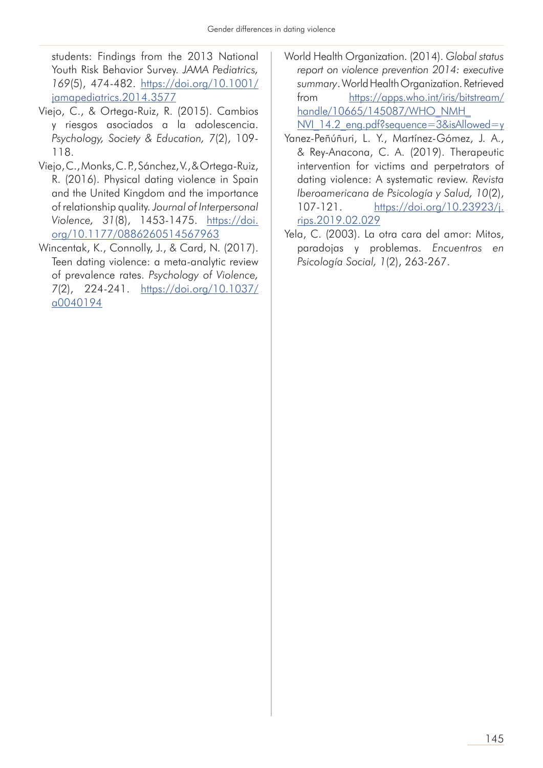students: Findings from the 2013 National Youth Risk Behavior Survey. *JAMA Pediatrics, 169*(5), 474-482. https://doi.org/10.1001/jamapediatrics.2014.3577

Viejo, C., & Ortega-Ruiz, R. (2015). Cambios y riesgos asociados a la adolescencia. *Psychology, Society & Education, 7*(2), 109-118.

Viejo, C., Monks, C. P., Sánchez, V., & Ortega-Ruiz, R. (2016). Physical dating violence in Spain and the United Kingdom and the importance of relationship quality. *Journal of Interpersonal Violence, 31*(8), 1453-1475. https://doi.org/10.1177/0886260514567963

Wincentak, K., Connolly, J., & Card, N. (2017). Teen dating violence: a meta-analytic review of prevalence rates. *Psychology of Violence, 7*(2), 224-241. https://doi.org/10.1037/a0040194

World Health Organization. (2014). *Global status report on violence prevention 2014: executive summary*. World Health Organization. Retrieved from https://apps.who.int/iris/bitstream/handle/10665/145087/WHO_NMH_NVI_14.2_eng.pdf?sequence=3&isAllowed=y

Yanez-Peñúñuri, L. Y., Martínez-Gómez, J. A., & Rey-Anacona, C. A. (2019). Therapeutic intervention for victims and perpetrators of dating violence: A systematic review. *Revista Iberoamericana de Psicología y Salud, 10*(2), 107-121. https://doi.org/10.23923/j.rips.2019.02.029

Yela, C. (2003). La otra cara del amor: Mitos, paradojas y problemas. *Encuentros en Psicología Social, 1*(2), 263-267.